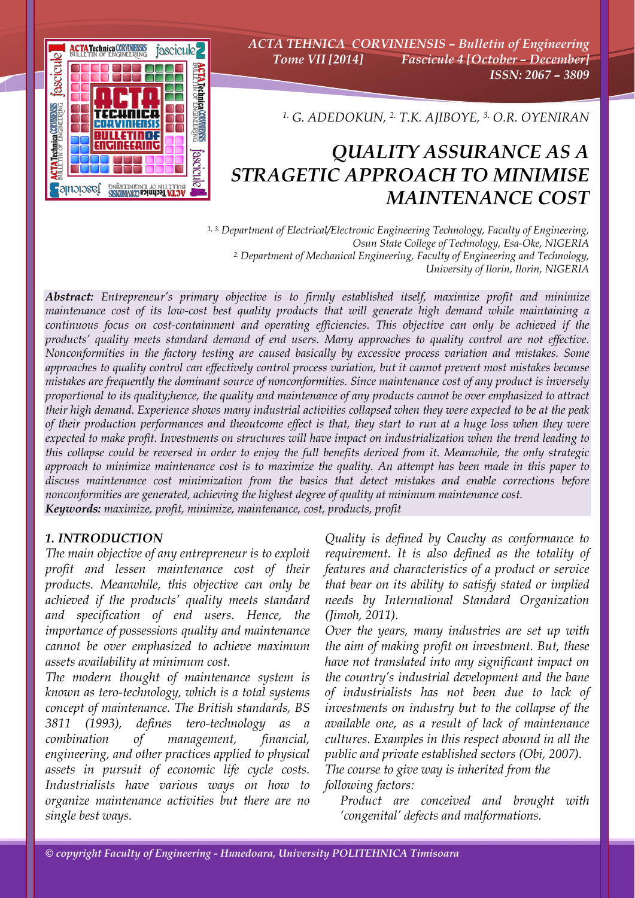[1.] G. ADEDOKUN, [2.] T.K. AJIBOYE, [3.] O.R. OYENIRAN

# QUALITY ASSURANCE AS A STRAGETIC APPROACH TO MINIMISE MAINTENANCE COST

[1, 3.] Department of Electrical/Electronic Engineering Technology, Faculty of Engineering, Osun State College of Technology, Esa-Oke, NIGERIA
[2.] Department of Mechanical Engineering, Faculty of Engineering and Technology, University of Ilorin, Ilorin, NIGERIA

***Abstract:*** *Entrepreneur's primary objective is to firmly established itself, maximize profit and minimize maintenance cost of its low-cost best quality products that will generate high demand while maintaining a continuous focus on cost-containment and operating efficiencies. This objective can only be achieved if the products' quality meets standard demand of end users. Many approaches to quality control are not effective. Nonconformities in the factory testing are caused basically by excessive process variation and mistakes. Some approaches to quality control can effectively control process variation, but it cannot prevent most mistakes because mistakes are frequently the dominant source of nonconformities. Since maintenance cost of any product is inversely proportional to its quality;hence, the quality and maintenance of any products cannot be over emphasized to attract their high demand. Experience shows many industrial activities collapsed when they were expected to be at the peak of their production performances and theoutcome effect is that, they start to run at a huge loss when they were expected to make profit. Investments on structures will have impact on industrialization when the trend leading to this collapse could be reversed in order to enjoy the full benefits derived from it. Meanwhile, the only strategic approach to minimize maintenance cost is to maximize the quality. An attempt has been made in this paper to discuss maintenance cost minimization from the basics that detect mistakes and enable corrections before nonconformities are generated, achieving the highest degree of quality at minimum maintenance cost.*
***Keywords:*** *maximize, profit, minimize, maintenance, cost, products, profit*

## 1. INTRODUCTION

*The main objective of any entrepreneur is to exploit profit and lessen maintenance cost of their products. Meanwhile, this objective can only be achieved if the products' quality meets standard and specification of end users. Hence, the importance of possessions quality and maintenance cannot be over emphasized to achieve maximum assets availability at minimum cost.*

*The modern thought of maintenance system is known as tero-technology, which is a total systems concept of maintenance. The British standards, BS 3811 (1993), defines tero-technology as a combination of management, financial, engineering, and other practices applied to physical assets in pursuit of economic life cycle costs. Industrialists have various ways on how to organize maintenance activities but there are no single best ways.*

*Quality is defined by Cauchy as conformance to requirement. It is also defined as the totality of features and characteristics of a product or service that bear on its ability to satisfy stated or implied needs by International Standard Organization (Jimoh, 2011).*

*Over the years, many industries are set up with the aim of making profit on investment. But, these have not translated into any significant impact on the country's industrial development and the bane of industrialists has not been due to lack of investments on industry but to the collapse of the available one, as a result of lack of maintenance cultures. Examples in this respect abound in all the public and private established sectors (Obi, 2007).*

*The course to give way is inherited from the following factors:*

- *Product are conceived and brought with 'congenital' defects and malformations.*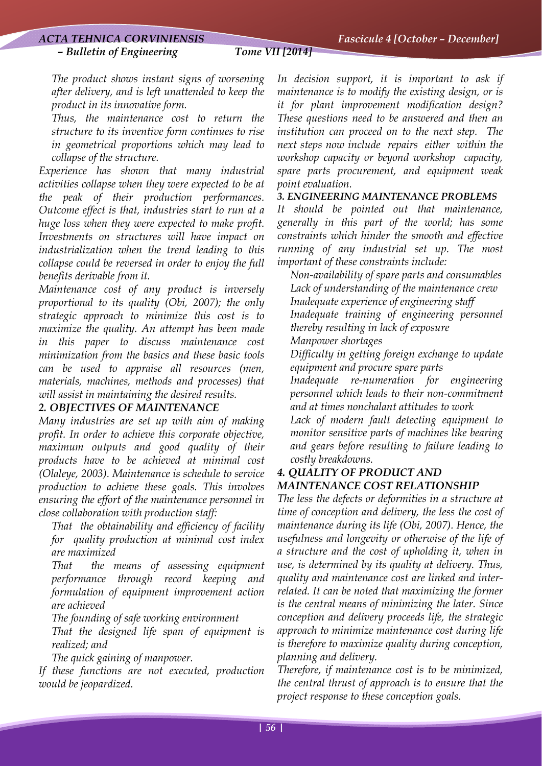*The product shows instant signs of worsening after delivery, and is left unattended to keep the product in its innovative form.*

*Thus, the maintenance cost to return the structure to its inventive form continues to rise in geometrical proportions which may lead to collapse of the structure.*

*Experience has shown that many industrial activities collapse when they were expected to be at the peak of their production performances. Outcome effect is that, industries start to run at a huge loss when they were expected to make profit. Investments on structures will have impact on industrialization when the trend leading to this collapse could be reversed in order to enjoy the full benefits derivable from it.*

*Maintenance cost of any product is inversely proportional to its quality (Obi, 2007); the only strategic approach to minimize this cost is to maximize the quality. An attempt has been made in this paper to discuss maintenance cost minimization from the basics and these basic tools can be used to appraise all resources (men, materials, machines, methods and processes) that will assist in maintaining the desired results.*

## 2. OBJECTIVES OF MAINTENANCE

*Many industries are set up with aim of making profit. In order to achieve this corporate objective, maximum outputs and good quality of their products have to be achieved at minimal cost (Olaleye, 2003). Maintenance is schedule to service production to achieve these goals. This involves ensuring the effort of the maintenance personnel in close collaboration with production staff:*

- *That the obtainability and efficiency of facility for quality production at minimal cost index are maximized*
- *That the means of assessing equipment performance through record keeping and formulation of equipment improvement action are achieved*
- *The founding of safe working environment*
- *That the designed life span of equipment is realized; and*
- *The quick gaining of manpower.*

*If these functions are not executed, production would be jeopardized.*

*In decision support, it is important to ask if maintenance is to modify the existing design, or is it for plant improvement modification design? These questions need to be answered and then an institution can proceed on to the next step. The next steps now include repairs either within the workshop capacity or beyond workshop capacity, spare parts procurement, and equipment weak point evaluation.*

## 3. ENGINEERING MAINTENANCE PROBLEMS

*It should be pointed out that maintenance, generally in this part of the world; has some constraints which hinder the smooth and effective running of any industrial set up. The most important of these constraints include:*

- *Non-availability of spare parts and consumables*
- *Lack of understanding of the maintenance crew*
- *Inadequate experience of engineering staff*
- *Inadequate training of engineering personnel thereby resulting in lack of exposure*
- *Manpower shortages*
- *Difficulty in getting foreign exchange to update equipment and procure spare parts*
- *Inadequate re-numeration for engineering personnel which leads to their non-commitment and at times nonchalant attitudes to work*
- *Lack of modern fault detecting equipment to monitor sensitive parts of machines like bearing and gears before resulting to failure leading to costly breakdowns.*

## 4. QUALITY OF PRODUCT AND MAINTENANCE COST RELATIONSHIP

*The less the defects or deformities in a structure at time of conception and delivery, the less the cost of maintenance during its life (Obi, 2007). Hence, the usefulness and longevity or otherwise of the life of a structure and the cost of upholding it, when in use, is determined by its quality at delivery. Thus, quality and maintenance cost are linked and inter-related. It can be noted that maximizing the former is the central means of minimizing the later. Since conception and delivery proceeds life, the strategic approach to minimize maintenance cost during life is therefore to maximize quality during conception, planning and delivery.*

*Therefore, if maintenance cost is to be minimized, the central thrust of approach is to ensure that the project response to these conception goals.*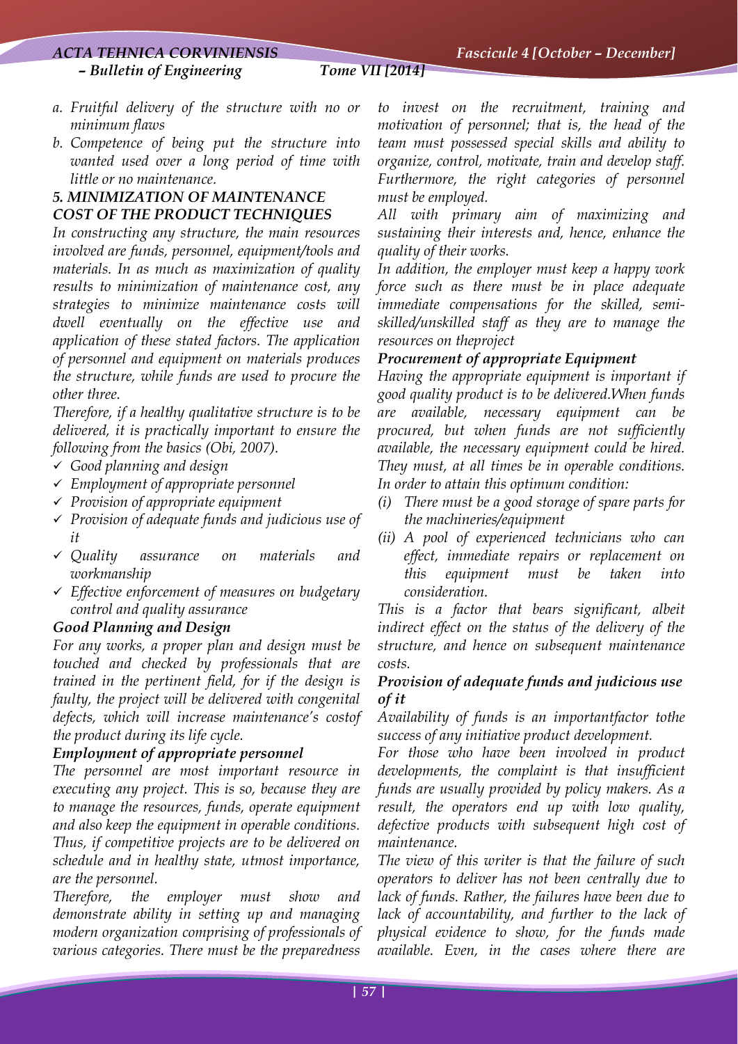a. *Fruitful delivery of the structure with no or minimum flaws*
b. *Competence of being put the structure into wanted used over a long period of time with little or no maintenance.*

## 5. MINIMIZATION OF MAINTENANCE COST OF THE PRODUCT TECHNIQUES

*In constructing any structure, the main resources involved are funds, personnel, equipment/tools and materials. In as much as maximization of quality results to minimization of maintenance cost, any strategies to minimize maintenance costs will dwell eventually on the effective use and application of these stated factors. The application of personnel and equipment on materials produces the structure, while funds are used to procure the other three.*

*Therefore, if a healthy qualitative structure is to be delivered, it is practically important to ensure the following from the basics (Obi, 2007).*

- ✓ *Good planning and design*
- ✓ *Employment of appropriate personnel*
- ✓ *Provision of appropriate equipment*
- ✓ *Provision of adequate funds and judicious use of it*
- ✓ *Quality assurance on materials and workmanship*
- ✓ *Effective enforcement of measures on budgetary control and quality assurance*

### Good Planning and Design

*For any works, a proper plan and design must be touched and checked by professionals that are trained in the pertinent field, for if the design is faulty, the project will be delivered with congenital defects, which will increase maintenance's costof the product during its life cycle.*

### Employment of appropriate personnel

*The personnel are most important resource in executing any project. This is so, because they are to manage the resources, funds, operate equipment and also keep the equipment in operable conditions. Thus, if competitive projects are to be delivered on schedule and in healthy state, utmost importance, are the personnel.*

*Therefore, the employer must show and demonstrate ability in setting up and managing modern organization comprising of professionals of various categories. There must be the preparedness to invest on the recruitment, training and motivation of personnel; that is, the head of the team must possessed special skills and ability to organize, control, motivate, train and develop staff. Furthermore, the right categories of personnel must be employed.*

*All with primary aim of maximizing and sustaining their interests and, hence, enhance the quality of their works.*

*In addition, the employer must keep a happy work force such as there must be in place adequate immediate compensations for the skilled, semi-skilled/unskilled staff as they are to manage the resources on theproject*

### Procurement of appropriate Equipment

*Having the appropriate equipment is important if good quality product is to be delivered.When funds are available, necessary equipment can be procured, but when funds are not sufficiently available, the necessary equipment could be hired. They must, at all times be in operable conditions. In order to attain this optimum condition:*

(i) *There must be a good storage of spare parts for the machineries/equipment*
(ii) *A pool of experienced technicians who can effect, immediate repairs or replacement on this equipment must be taken into consideration.*

*This is a factor that bears significant, albeit indirect effect on the status of the delivery of the structure, and hence on subsequent maintenance costs.*

### Provision of adequate funds and judicious use of it

*Availability of funds is an importantfactor tothe success of any initiative product development.*

*For those who have been involved in product developments, the complaint is that insufficient funds are usually provided by policy makers. As a result, the operators end up with low quality, defective products with subsequent high cost of maintenance.*

*The view of this writer is that the failure of such operators to deliver has not been centrally due to lack of funds. Rather, the failures have been due to lack of accountability, and further to the lack of physical evidence to show, for the funds made available. Even, in the cases where there are*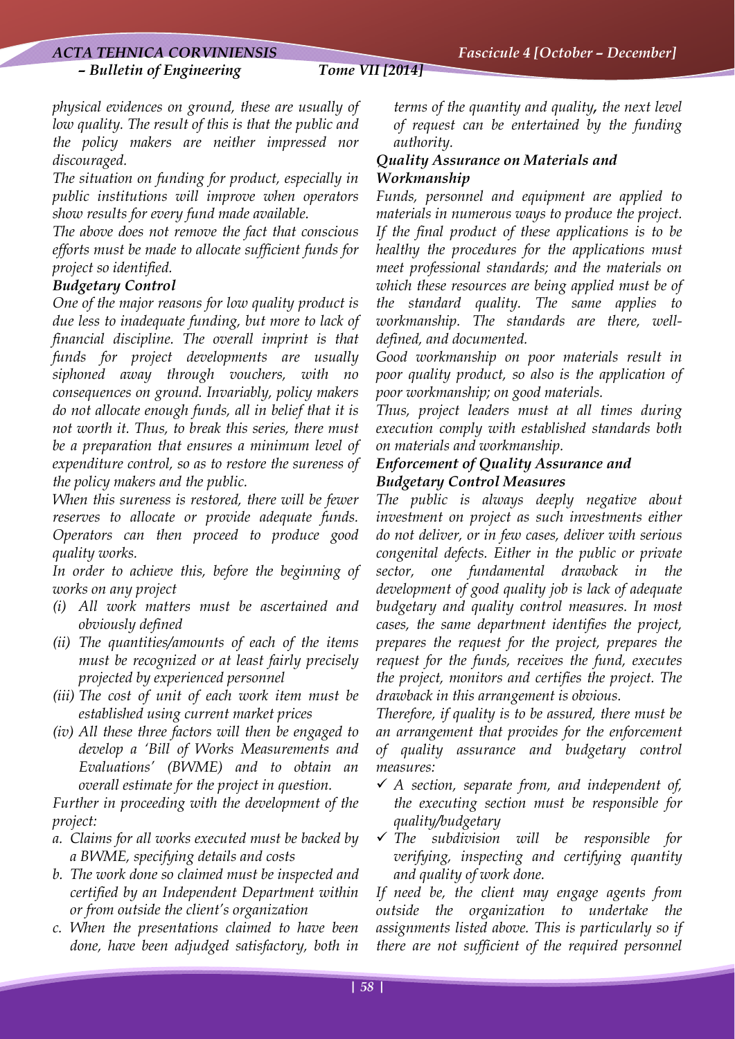*physical evidences on ground, these are usually of low quality. The result of this is that the public and the policy makers are neither impressed nor discouraged.*

*The situation on funding for product, especially in public institutions will improve when operators show results for every fund made available.*

*The above does not remove the fact that conscious efforts must be made to allocate sufficient funds for project so identified.*

### *Budgetary Control*

*One of the major reasons for low quality product is due less to inadequate funding, but more to lack of financial discipline. The overall imprint is that funds for project developments are usually siphoned away through vouchers, with no consequences on ground. Invariably, policy makers do not allocate enough funds, all in belief that it is not worth it. Thus, to break this series, there must be a preparation that ensures a minimum level of expenditure control, so as to restore the sureness of the policy makers and the public.*

*When this sureness is restored, there will be fewer reserves to allocate or provide adequate funds. Operators can then proceed to produce good quality works.*

*In order to achieve this, before the beginning of works on any project*

- *(i) All work matters must be ascertained and obviously defined*
- *(ii) The quantities/amounts of each of the items must be recognized or at least fairly precisely projected by experienced personnel*
- *(iii) The cost of unit of each work item must be established using current market prices*
- *(iv) All these three factors will then be engaged to develop a 'Bill of Works Measurements and Evaluations' (BWME) and to obtain an overall estimate for the project in question.*

*Further in proceeding with the development of the project:*

- *a. Claims for all works executed must be backed by a BWME, specifying details and costs*
- *b. The work done so claimed must be inspected and certified by an Independent Department within or from outside the client's organization*
- *c. When the presentations claimed to have been done, have been adjudged satisfactory, both in terms of the quantity and quality, the next level of request can be entertained by the funding authority.*

### *Quality Assurance on Materials and Workmanship*

*Funds, personnel and equipment are applied to materials in numerous ways to produce the project. If the final product of these applications is to be healthy the procedures for the applications must meet professional standards; and the materials on which these resources are being applied must be of the standard quality. The same applies to workmanship. The standards are there, well-defined, and documented.*

*Good workmanship on poor materials result in poor quality product, so also is the application of poor workmanship; on good materials.*

*Thus, project leaders must at all times during execution comply with established standards both on materials and workmanship.*

### *Enforcement of Quality Assurance and Budgetary Control Measures*

*The public is always deeply negative about investment on project as such investments either do not deliver, or in few cases, deliver with serious congenital defects. Either in the public or private sector, one fundamental drawback in the development of good quality job is lack of adequate budgetary and quality control measures. In most cases, the same department identifies the project, prepares the request for the project, prepares the request for the funds, receives the fund, executes the project, monitors and certifies the project. The drawback in this arrangement is obvious.*

*Therefore, if quality is to be assured, there must be an arrangement that provides for the enforcement of quality assurance and budgetary control measures:*

- ✓ *A section, separate from, and independent of, the executing section must be responsible for quality/budgetary*
- ✓ *The subdivision will be responsible for verifying, inspecting and certifying quantity and quality of work done.*

*If need be, the client may engage agents from outside the organization to undertake the assignments listed above. This is particularly so if there are not sufficient of the required personnel*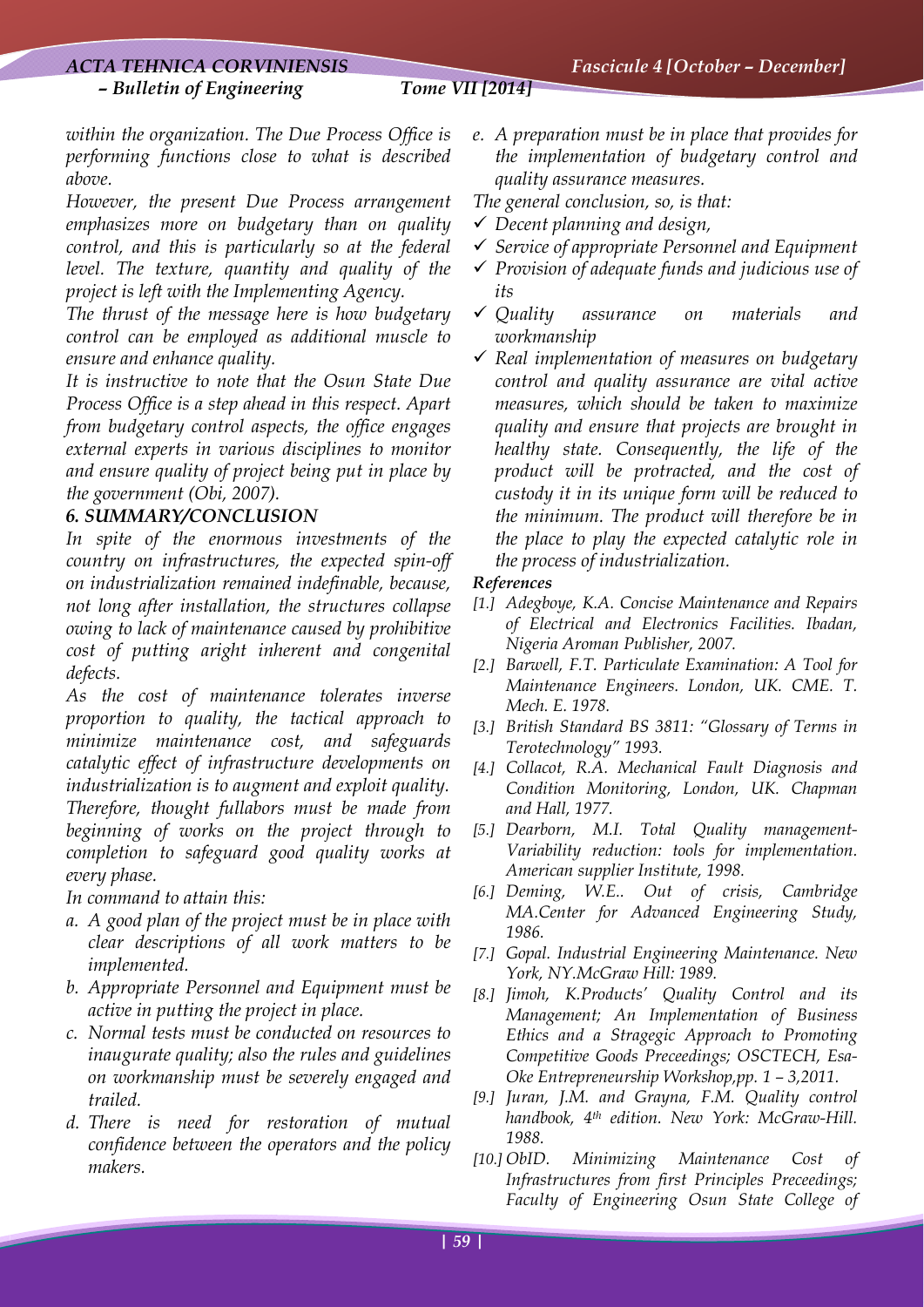*within the organization. The Due Process Office is performing functions close to what is described above.*

*However, the present Due Process arrangement emphasizes more on budgetary than on quality control, and this is particularly so at the federal level. The texture, quantity and quality of the project is left with the Implementing Agency.*

*The thrust of the message here is how budgetary control can be employed as additional muscle to ensure and enhance quality.*

*It is instructive to note that the Osun State Due Process Office is a step ahead in this respect. Apart from budgetary control aspects, the office engages external experts in various disciplines to monitor and ensure quality of project being put in place by the government (Obi, 2007).*

## *6. SUMMARY/CONCLUSION*

*In spite of the enormous investments of the country on infrastructures, the expected spin-off on industrialization remained indefinable, because, not long after installation, the structures collapse owing to lack of maintenance caused by prohibitive cost of putting aright inherent and congenital defects.*

*As the cost of maintenance tolerates inverse proportion to quality, the tactical approach to minimize maintenance cost, and safeguards catalytic effect of infrastructure developments on industrialization is to augment and exploit quality. Therefore, thought fullabors must be made from beginning of works on the project through to completion to safeguard good quality works at every phase.*

*In command to attain this:*

*a. A good plan of the project must be in place with clear descriptions of all work matters to be implemented.*

*b. Appropriate Personnel and Equipment must be active in putting the project in place.*

*c. Normal tests must be conducted on resources to inaugurate quality; also the rules and guidelines on workmanship must be severely engaged and trailed.*

*d. There is need for restoration of mutual confidence between the operators and the policy makers.*

*e. A preparation must be in place that provides for the implementation of budgetary control and quality assurance measures.*

*The general conclusion, so, is that:*

- ✓ *Decent planning and design,*
- ✓ *Service of appropriate Personnel and Equipment*
- ✓ *Provision of adequate funds and judicious use of its*
- ✓ *Quality assurance on materials and workmanship*
- ✓ *Real implementation of measures on budgetary control and quality assurance are vital active measures, which should be taken to maximize quality and ensure that projects are brought in healthy state. Consequently, the life of the product will be protracted, and the cost of custody it in its unique form will be reduced to the minimum. The product will therefore be in the place to play the expected catalytic role in the process of industrialization.*

### *References*

*[1.] Adegboye, K.A. Concise Maintenance and Repairs of Electrical and Electronics Facilities. Ibadan, Nigeria Aroman Publisher, 2007.*

*[2.] Barwell, F.T. Particulate Examination: A Tool for Maintenance Engineers. London, UK. CME. T. Mech. E. 1978.*

*[3.] British Standard BS 3811: "Glossary of Terms in Terotechnology" 1993.*

*[4.] Collacot, R.A. Mechanical Fault Diagnosis and Condition Monitoring, London, UK. Chapman and Hall, 1977.*

*[5.] Dearborn, M.I. Total Quality management-Variability reduction: tools for implementation. American supplier Institute, 1998.*

*[6.] Deming, W.E.. Out of crisis, Cambridge MA.Center for Advanced Engineering Study, 1986.*

*[7.] Gopal. Industrial Engineering Maintenance. New York, NY.McGraw Hill: 1989.*

*[8.] Jimoh, K.Products' Quality Control and its Management; An Implementation of Business Ethics and a Stragegic Approach to Promoting Competitive Goods Preceedings; OSCTECH, Esa-Oke Entrepreneurship Workshop,pp. 1 – 3,2011.*

*[9.] Juran, J.M. and Grayna, F.M. Quality control handbook, 4th edition. New York: McGraw-Hill. 1988.*

*[10.] ObID. Minimizing Maintenance Cost of Infrastructures from first Principles Preceedings; Faculty of Engineering Osun State College of*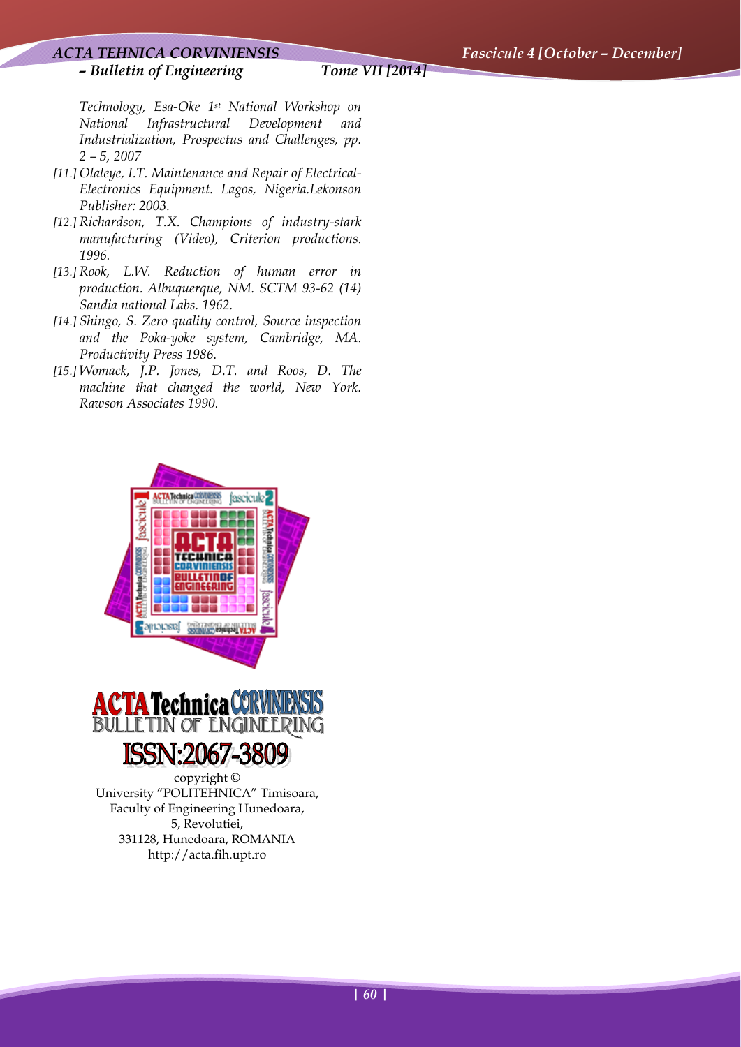Technology, Esa-Oke 1st National Workshop on National Infrastructural Development and Industrialization, Prospectus and Challenges, pp. 2 – 5, 2007

[11.] Olaleye, I.T. Maintenance and Repair of Electrical-Electronics Equipment. Lagos, Nigeria.Lekonson Publisher: 2003.

[12.] Richardson, T.X. Champions of industry-stark manufacturing (Video), Criterion productions. 1996.

[13.] Rook, L.W. Reduction of human error in production. Albuquerque, NM. SCTM 93-62 (14) Sandia national Labs. 1962.

[14.] Shingo, S. Zero quality control, Source inspection and the Poka-yoke system, Cambridge, MA. Productivity Press 1986.

[15.] Womack, J.P. Jones, D.T. and Roos, D. The machine that changed the world, New York. Rawson Associates 1990.

ACTA Technica CORVINIENSIS
BULLETIN OF ENGINEERING

ISSN:2067-3809

copyright ©
University "POLITEHNICA" Timisoara,
Faculty of Engineering Hunedoara,
5, Revolutiei,
331128, Hunedoara, ROMANIA
http://acta.fih.upt.ro